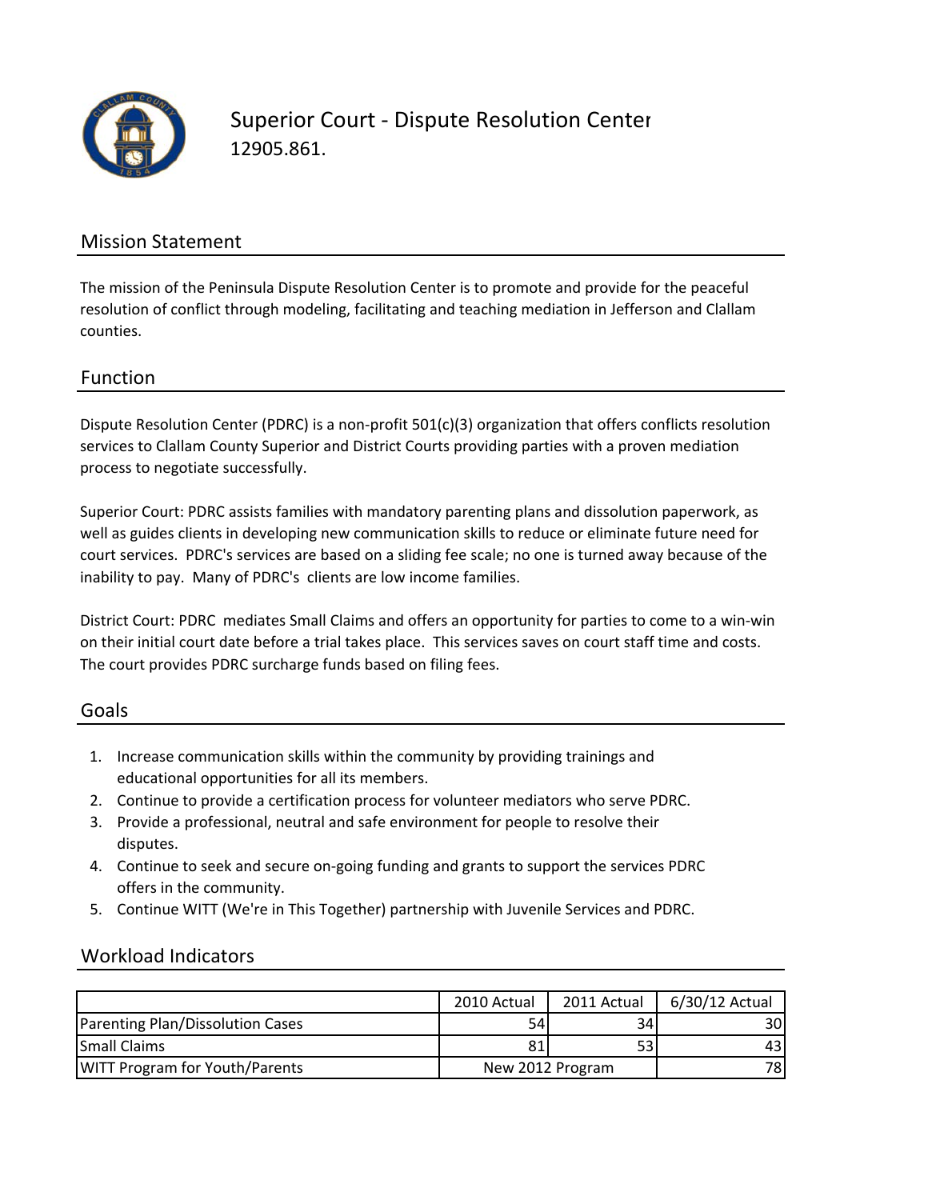# Superior Court - Dispute Resolution Center

12905.861.

## Mission Statement

The mission of the Peninsula Dispute Resolution Center is to promote and provide for the peaceful resolution of conflict through modeling, facilitating and teaching mediation in Jefferson and Clallam counties.

## Function

Dispute Resolution Center (PDRC) is a non-profit 501(c)(3) organization that offers conflicts resolution services to Clallam County Superior and District Courts providing parties with a proven mediation process to negotiate successfully.

Superior Court: PDRC assists families with mandatory parenting plans and dissolution paperwork, as well as guides clients in developing new communication skills to reduce or eliminate future need for court services. PDRC's services are based on a sliding fee scale; no one is turned away because of the inability to pay. Many of PDRC's clients are low income families.

District Court: PDRC mediates Small Claims and offers an opportunity for parties to come to a win-win on their initial court date before a trial takes place. This services saves on court staff time and costs. The court provides PDRC surcharge funds based on filing fees.

## Goals

1. Increase communication skills within the community by providing trainings and educational opportunities for all its members.
2. Continue to provide a certification process for volunteer mediators who serve PDRC.
3. Provide a professional, neutral and safe environment for people to resolve their disputes.
4. Continue to seek and secure on-going funding and grants to support the services PDRC offers in the community.
5. Continue WITT (We're in This Together) partnership with Juvenile Services and PDRC.

## Workload Indicators

| | 2010 Actual | 2011 Actual | 6/30/12 Actual |
|---|---|---|---|
| Parenting Plan/Dissolution Cases | 54 | 34 | 30 |
| Small Claims | 81 | 53 | 43 |
| WITT Program for Youth/Parents | New 2012 Program | | 78 |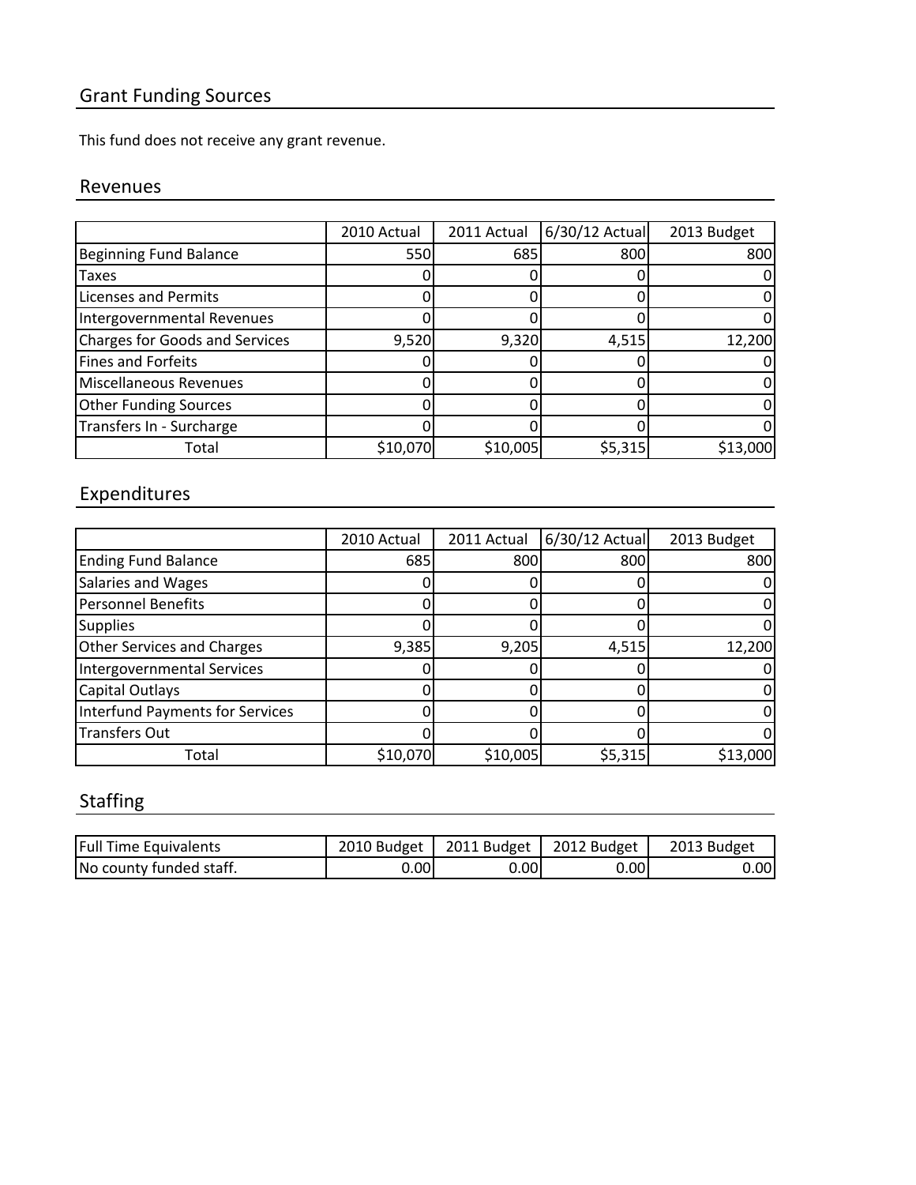## Grant Funding Sources

This fund does not receive any grant revenue.

## Revenues

| | 2010 Actual | 2011 Actual | 6/30/12 Actual | 2013 Budget |
|---|---|---|---|---|
| Beginning Fund Balance | 550 | 685 | 800 | 800 |
| Taxes | 0 | 0 | 0 | 0 |
| Licenses and Permits | 0 | 0 | 0 | 0 |
| Intergovernmental Revenues | 0 | 0 | 0 | 0 |
| Charges for Goods and Services | 9,520 | 9,320 | 4,515 | 12,200 |
| Fines and Forfeits | 0 | 0 | 0 | 0 |
| Miscellaneous Revenues | 0 | 0 | 0 | 0 |
| Other Funding Sources | 0 | 0 | 0 | 0 |
| Transfers In - Surcharge | 0 | 0 | 0 | 0 |
| Total | $10,070 | $10,005 | $5,315 | $13,000 |

## Expenditures

| | 2010 Actual | 2011 Actual | 6/30/12 Actual | 2013 Budget |
|---|---|---|---|---|
| Ending Fund Balance | 685 | 800 | 800 | 800 |
| Salaries and Wages | 0 | 0 | 0 | 0 |
| Personnel Benefits | 0 | 0 | 0 | 0 |
| Supplies | 0 | 0 | 0 | 0 |
| Other Services and Charges | 9,385 | 9,205 | 4,515 | 12,200 |
| Intergovernmental Services | 0 | 0 | 0 | 0 |
| Capital Outlays | 0 | 0 | 0 | 0 |
| Interfund Payments for Services | 0 | 0 | 0 | 0 |
| Transfers Out | 0 | 0 | 0 | 0 |
| Total | $10,070 | $10,005 | $5,315 | $13,000 |

## Staffing

| Full Time Equivalents | 2010 Budget | 2011 Budget | 2012 Budget | 2013 Budget |
|---|---|---|---|---|
| No county funded staff. | 0.00 | 0.00 | 0.00 | 0.00 |